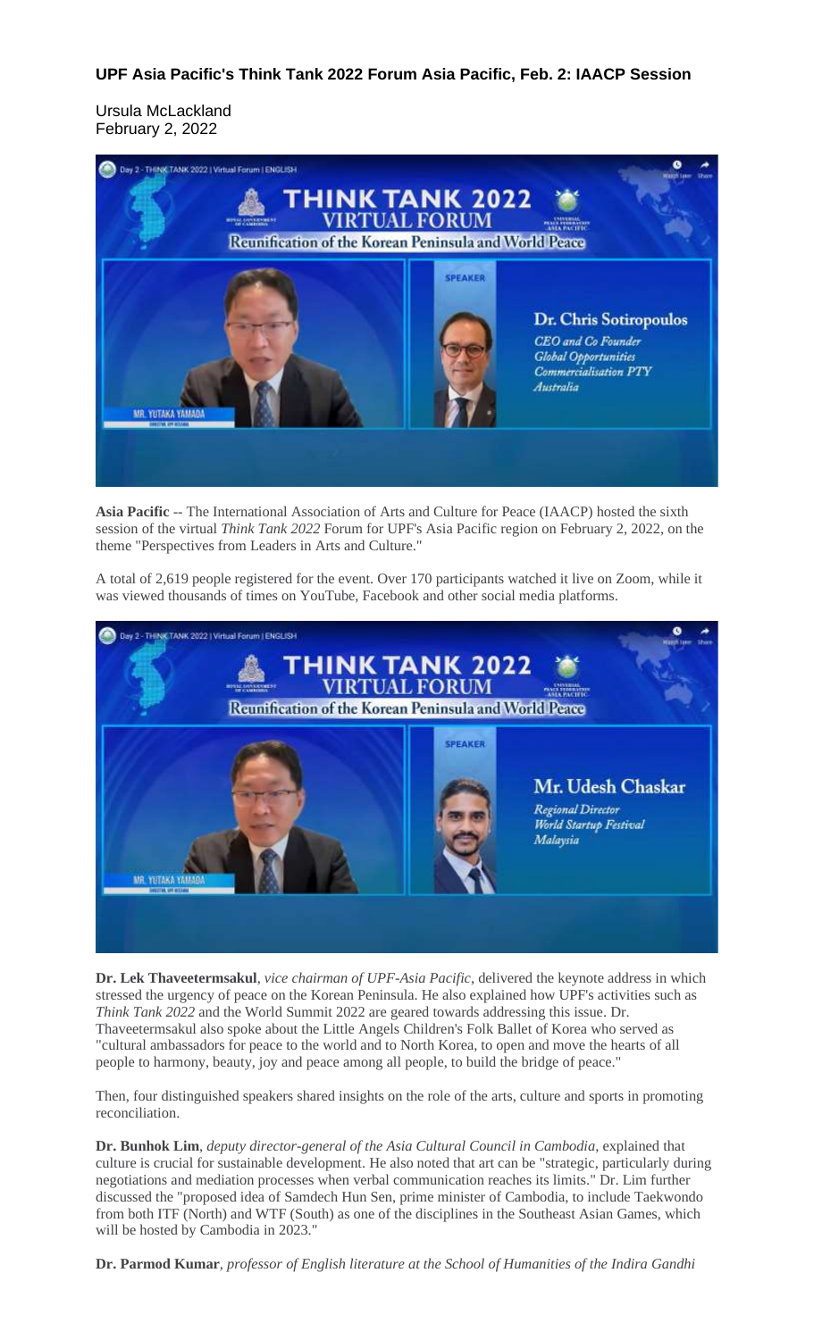**UPF Asia Pacific's Think Tank 2022 Forum Asia Pacific, Feb. 2: IAACP Session**

Ursula McLackland
February 2, 2022

**Asia Pacific** -- The International Association of Arts and Culture for Peace (IAACP) hosted the sixth session of the virtual *Think Tank 2022* Forum for UPF's Asia Pacific region on February 2, 2022, on the theme "Perspectives from Leaders in Arts and Culture."

A total of 2,619 people registered for the event. Over 170 participants watched it live on Zoom, while it was viewed thousands of times on YouTube, Facebook and other social media platforms.

**Dr. Lek Thaveetermsakul**, *vice chairman of UPF-Asia Pacific*, delivered the keynote address in which stressed the urgency of peace on the Korean Peninsula. He also explained how UPF's activities such as *Think Tank 2022* and the World Summit 2022 are geared towards addressing this issue. Dr. Thaveetermsakul also spoke about the Little Angels Children's Folk Ballet of Korea who served as "cultural ambassadors for peace to the world and to North Korea, to open and move the hearts of all people to harmony, beauty, joy and peace among all people, to build the bridge of peace."

Then, four distinguished speakers shared insights on the role of the arts, culture and sports in promoting reconciliation.

**Dr. Bunhok Lim**, *deputy director-general of the Asia Cultural Council in Cambodia*, explained that culture is crucial for sustainable development. He also noted that art can be "strategic, particularly during negotiations and mediation processes when verbal communication reaches its limits." Dr. Lim further discussed the "proposed idea of Samdech Hun Sen, prime minister of Cambodia, to include Taekwondo from both ITF (North) and WTF (South) as one of the disciplines in the Southeast Asian Games, which will be hosted by Cambodia in 2023."

**Dr. Parmod Kumar**, *professor of English literature at the School of Humanities of the Indira Gandhi*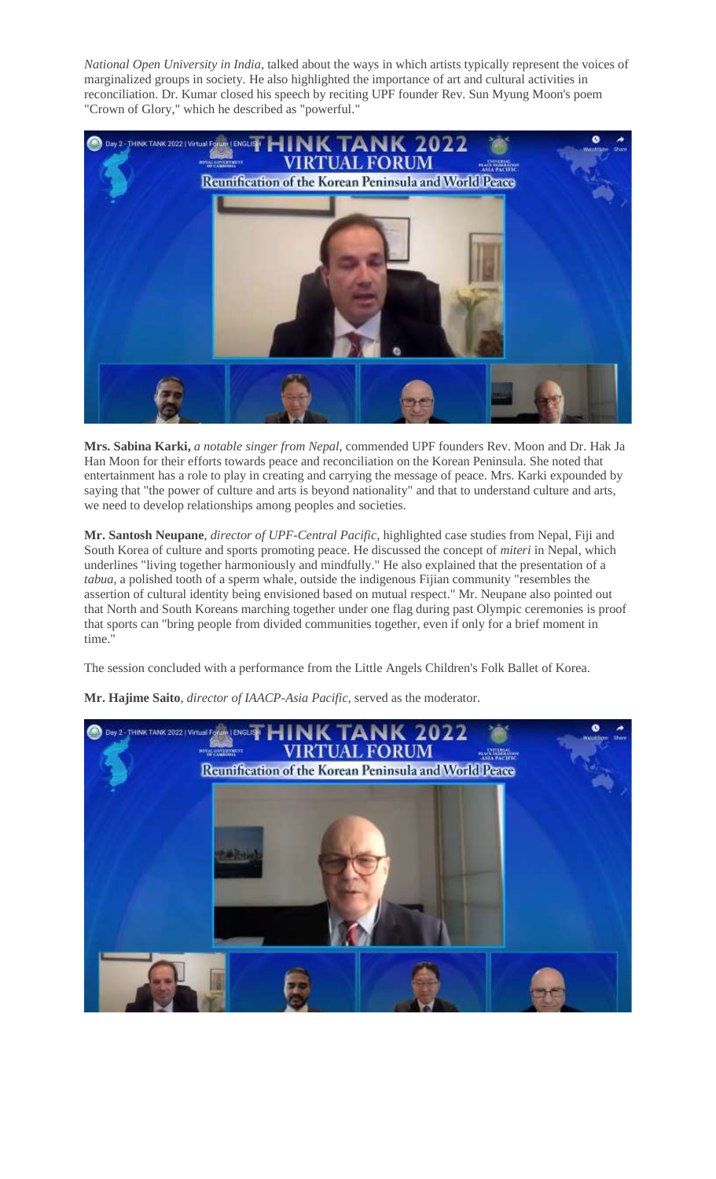*National Open University in India*, talked about the ways in which artists typically represent the voices of marginalized groups in society. He also highlighted the importance of art and cultural activities in reconciliation. Dr. Kumar closed his speech by reciting UPF founder Rev. Sun Myung Moon's poem "Crown of Glory," which he described as "powerful."

**Mrs. Sabina Karki,** *a notable singer from Nepal*, commended UPF founders Rev. Moon and Dr. Hak Ja Han Moon for their efforts towards peace and reconciliation on the Korean Peninsula. She noted that entertainment has a role to play in creating and carrying the message of peace. Mrs. Karki expounded by saying that "the power of culture and arts is beyond nationality" and that to understand culture and arts, we need to develop relationships among peoples and societies.

**Mr. Santosh Neupane**, *director of UPF-Central Pacific*, highlighted case studies from Nepal, Fiji and South Korea of culture and sports promoting peace. He discussed the concept of *miteri* in Nepal, which underlines "living together harmoniously and mindfully." He also explained that the presentation of a *tabua*, a polished tooth of a sperm whale, outside the indigenous Fijian community "resembles the assertion of cultural identity being envisioned based on mutual respect." Mr. Neupane also pointed out that North and South Koreans marching together under one flag during past Olympic ceremonies is proof that sports can "bring people from divided communities together, even if only for a brief moment in time."

The session concluded with a performance from the Little Angels Children's Folk Ballet of Korea.

**Mr. Hajime Saito**, *director of IAACP-Asia Pacific*, served as the moderator.